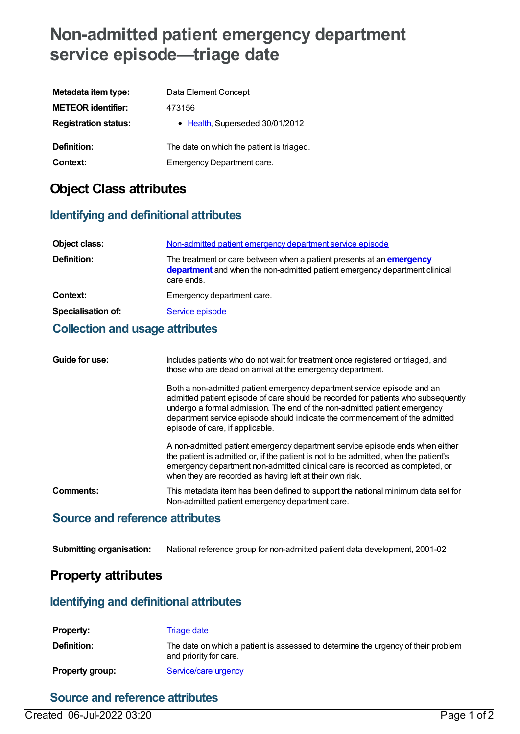# Non-admitted patient emergency department service episode—triage date

| | |
|---|---|
| **Metadata item type:** | Data Element Concept |
| **METEOR identifier:** | 473156 |
| **Registration status:** | • Health, Superseded 30/01/2012 |
| **Definition:** | The date on which the patient is triaged. |
| **Context:** | Emergency Department care. |

## Object Class attributes

### Identifying and definitional attributes

| | |
|---|---|
| **Object class:** | Non-admitted patient emergency department service episode |
| **Definition:** | The treatment or care between when a patient presents at an **emergency department** and when the non-admitted patient emergency department clinical care ends. |
| **Context:** | Emergency department care. |
| **Specialisation of:** | Service episode |

### Collection and usage attributes

**Guide for use:**

Includes patients who do not wait for treatment once registered or triaged, and those who are dead on arrival at the emergency department.

Both a non-admitted patient emergency department service episode and an admitted patient episode of care should be recorded for patients who subsequently undergo a formal admission. The end of the non-admitted patient emergency department service episode should indicate the commencement of the admitted episode of care, if applicable.

A non-admitted patient emergency department service episode ends when either the patient is admitted or, if the patient is not to be admitted, when the patient's emergency department non-admitted clinical care is recorded as completed, or when they are recorded as having left at their own risk.

**Comments:**

This metadata item has been defined to support the national minimum data set for Non-admitted patient emergency department care.

### Source and reference attributes

| | |
|---|---|
| **Submitting organisation:** | National reference group for non-admitted patient data development, 2001-02 |

## Property attributes

### Identifying and definitional attributes

| | |
|---|---|
| **Property:** | Triage date |
| **Definition:** | The date on which a patient is assessed to determine the urgency of their problem and priority for care. |
| **Property group:** | Service/care urgency |

### Source and reference attributes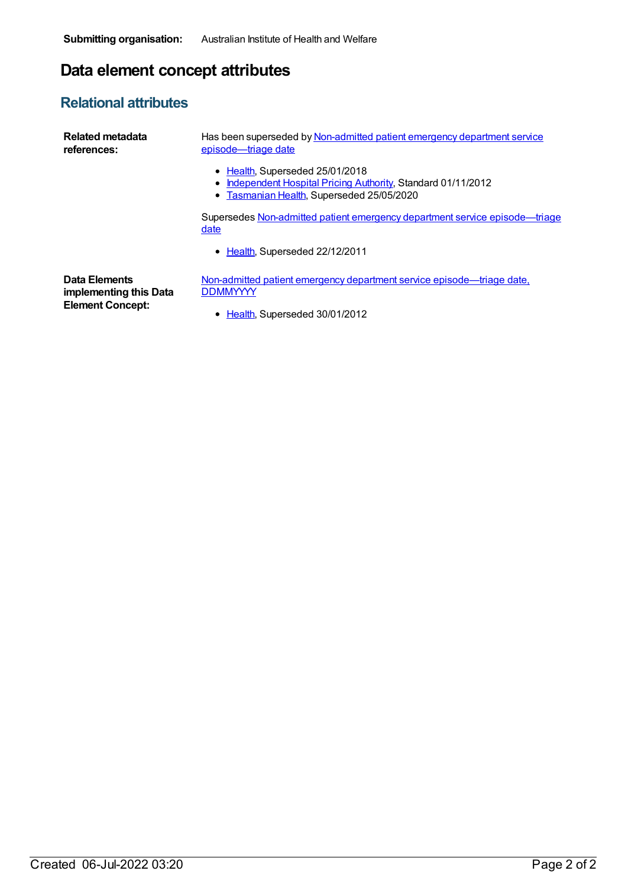**Submitting organisation:** Australian Institute of Health and Welfare

# Data element concept attributes

## Relational attributes

**Related metadata references:**

Has been superseded by Non-admitted patient emergency department service episode—triage date

- Health, Superseded 25/01/2018
- Independent Hospital Pricing Authority, Standard 01/11/2012
- Tasmanian Health, Superseded 25/05/2020

Supersedes Non-admitted patient emergency department service episode—triage date

- Health, Superseded 22/12/2011

**Data Elements implementing this Data Element Concept:**

Non-admitted patient emergency department service episode—triage date, DDMMYYYY

- Health, Superseded 30/01/2012